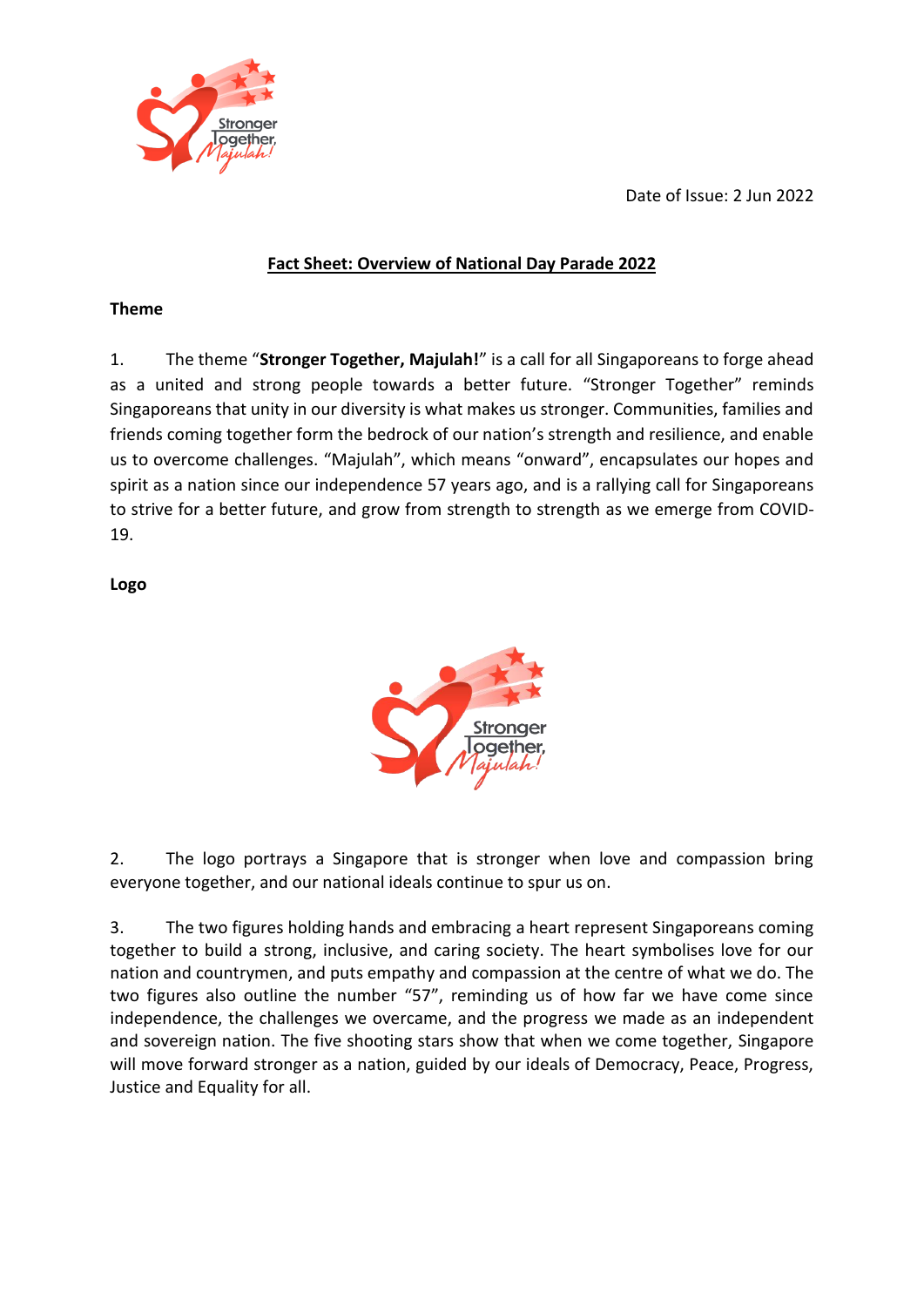Date of Issue: 2 Jun 2022

# Fact Sheet: Overview of National Day Parade 2022

## Theme

1. The theme "**Stronger Together, Majulah!**" is a call for all Singaporeans to forge ahead as a united and strong people towards a better future. "Stronger Together" reminds Singaporeans that unity in our diversity is what makes us stronger. Communities, families and friends coming together form the bedrock of our nation's strength and resilience, and enable us to overcome challenges. "Majulah", which means "onward", encapsulates our hopes and spirit as a nation since our independence 57 years ago, and is a rallying call for Singaporeans to strive for a better future, and grow from strength to strength as we emerge from COVID-19.

## Logo

2. The logo portrays a Singapore that is stronger when love and compassion bring everyone together, and our national ideals continue to spur us on.

3. The two figures holding hands and embracing a heart represent Singaporeans coming together to build a strong, inclusive, and caring society. The heart symbolises love for our nation and countrymen, and puts empathy and compassion at the centre of what we do. The two figures also outline the number "57", reminding us of how far we have come since independence, the challenges we overcame, and the progress we made as an independent and sovereign nation. The five shooting stars show that when we come together, Singapore will move forward stronger as a nation, guided by our ideals of Democracy, Peace, Progress, Justice and Equality for all.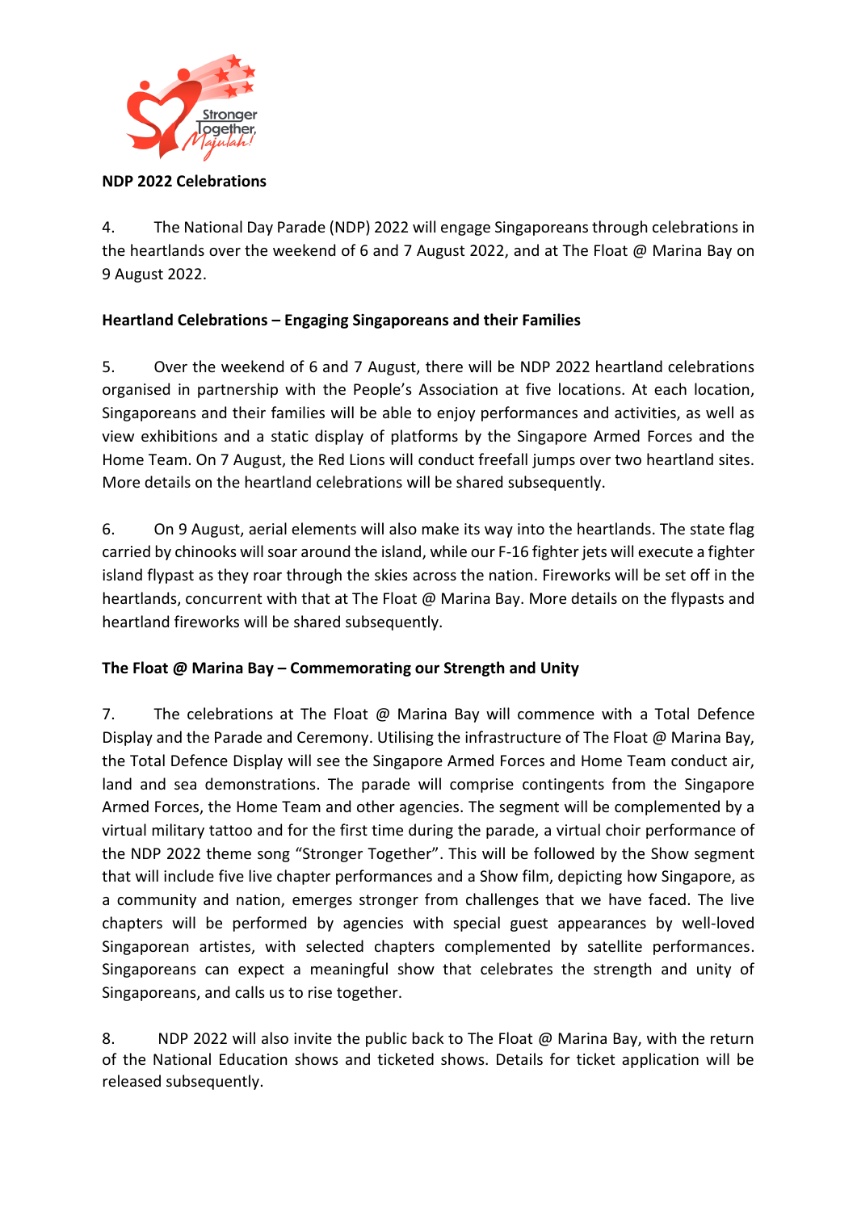**NDP 2022 Celebrations**

4. The National Day Parade (NDP) 2022 will engage Singaporeans through celebrations in the heartlands over the weekend of 6 and 7 August 2022, and at The Float @ Marina Bay on 9 August 2022.

**Heartland Celebrations – Engaging Singaporeans and their Families**

5. Over the weekend of 6 and 7 August, there will be NDP 2022 heartland celebrations organised in partnership with the People's Association at five locations. At each location, Singaporeans and their families will be able to enjoy performances and activities, as well as view exhibitions and a static display of platforms by the Singapore Armed Forces and the Home Team. On 7 August, the Red Lions will conduct freefall jumps over two heartland sites. More details on the heartland celebrations will be shared subsequently.

6. On 9 August, aerial elements will also make its way into the heartlands. The state flag carried by chinooks will soar around the island, while our F-16 fighter jets will execute a fighter island flypast as they roar through the skies across the nation. Fireworks will be set off in the heartlands, concurrent with that at The Float @ Marina Bay. More details on the flypasts and heartland fireworks will be shared subsequently.

**The Float @ Marina Bay – Commemorating our Strength and Unity**

7. The celebrations at The Float @ Marina Bay will commence with a Total Defence Display and the Parade and Ceremony. Utilising the infrastructure of The Float @ Marina Bay, the Total Defence Display will see the Singapore Armed Forces and Home Team conduct air, land and sea demonstrations. The parade will comprise contingents from the Singapore Armed Forces, the Home Team and other agencies. The segment will be complemented by a virtual military tattoo and for the first time during the parade, a virtual choir performance of the NDP 2022 theme song "Stronger Together". This will be followed by the Show segment that will include five live chapter performances and a Show film, depicting how Singapore, as a community and nation, emerges stronger from challenges that we have faced. The live chapters will be performed by agencies with special guest appearances by well-loved Singaporean artistes, with selected chapters complemented by satellite performances. Singaporeans can expect a meaningful show that celebrates the strength and unity of Singaporeans, and calls us to rise together.

8. NDP 2022 will also invite the public back to The Float @ Marina Bay, with the return of the National Education shows and ticketed shows. Details for ticket application will be released subsequently.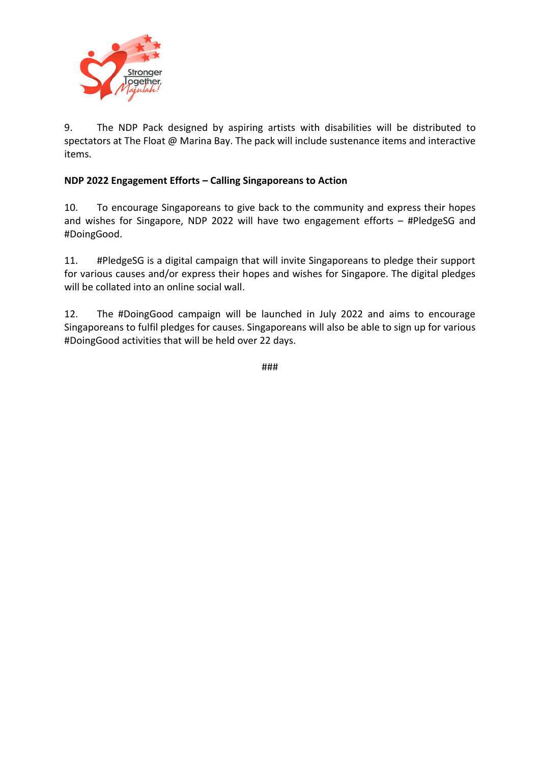9. The NDP Pack designed by aspiring artists with disabilities will be distributed to spectators at The Float @ Marina Bay. The pack will include sustenance items and interactive items.

**NDP 2022 Engagement Efforts – Calling Singaporeans to Action**

10. To encourage Singaporeans to give back to the community and express their hopes and wishes for Singapore, NDP 2022 will have two engagement efforts – #PledgeSG and #DoingGood.

11. #PledgeSG is a digital campaign that will invite Singaporeans to pledge their support for various causes and/or express their hopes and wishes for Singapore. The digital pledges will be collated into an online social wall.

12. The #DoingGood campaign will be launched in July 2022 and aims to encourage Singaporeans to fulfil pledges for causes. Singaporeans will also be able to sign up for various #DoingGood activities that will be held over 22 days.

###